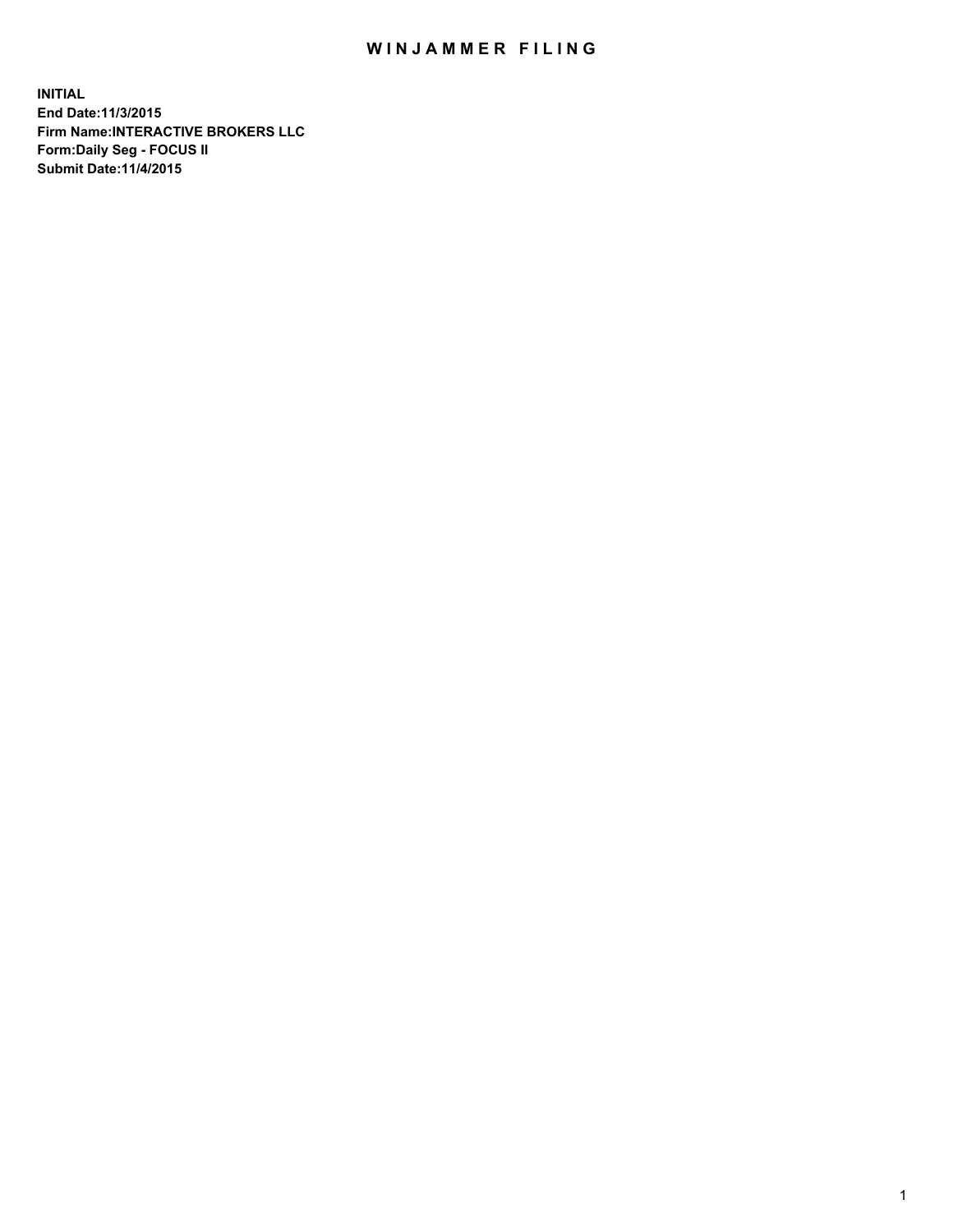# WINJAMMER FILING

**INITIAL**
**End Date:11/3/2015**
**Firm Name:INTERACTIVE BROKERS LLC**
**Form:Daily Seg - FOCUS II**
**Submit Date:11/4/2015**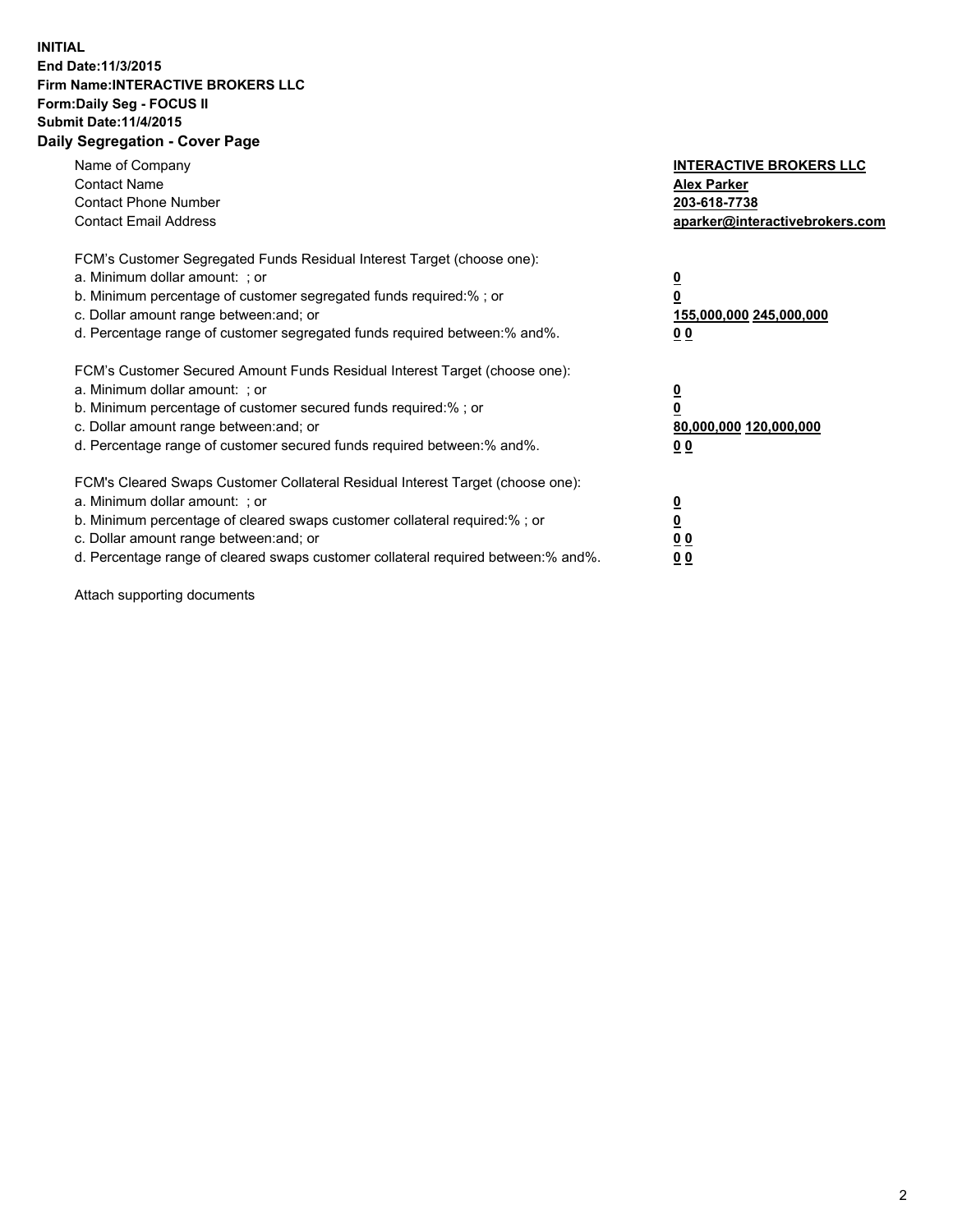**INITIAL**
**End Date:11/3/2015**
**Firm Name:INTERACTIVE BROKERS LLC**
**Form:Daily Seg - FOCUS II**
**Submit Date:11/4/2015**

## Daily Segregation - Cover Page

| | |
|---|---|
| Name of Company | **INTERACTIVE BROKERS LLC** |
| Contact Name | **Alex Parker** |
| Contact Phone Number | **203-618-7738** |
| Contact Email Address | **aparker@interactivebrokers.com** |

FCM's Customer Segregated Funds Residual Interest Target (choose one):

| | |
|---|---|
| a. Minimum dollar amount: ; or | **0** |
| b. Minimum percentage of customer segregated funds required:% ; or | **0** |
| c. Dollar amount range between:and; or | **155,000,000 245,000,000** |
| d. Percentage range of customer segregated funds required between:% and%. | **0 0** |

FCM's Customer Secured Amount Funds Residual Interest Target (choose one):

| | |
|---|---|
| a. Minimum dollar amount: ; or | **0** |
| b. Minimum percentage of customer secured funds required:% ; or | **0** |
| c. Dollar amount range between:and; or | **80,000,000 120,000,000** |
| d. Percentage range of customer secured funds required between:% and%. | **0 0** |

FCM's Cleared Swaps Customer Collateral Residual Interest Target (choose one):

| | |
|---|---|
| a. Minimum dollar amount: ; or | **0** |
| b. Minimum percentage of cleared swaps customer collateral required:% ; or | **0** |
| c. Dollar amount range between:and; or | **0 0** |
| d. Percentage range of cleared swaps customer collateral required between:% and%. | **0 0** |

Attach supporting documents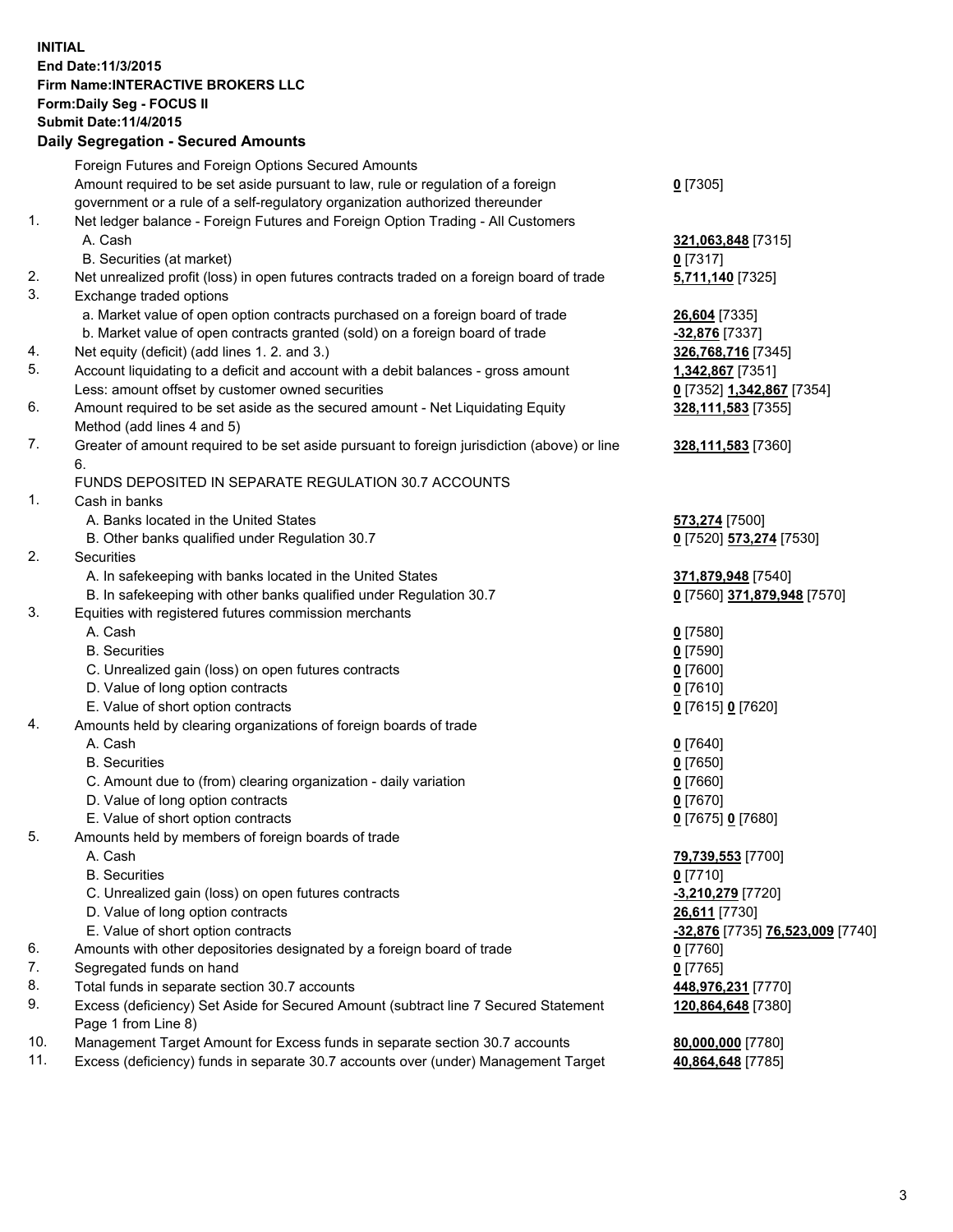**INITIAL**
**End Date:11/3/2015**
**Firm Name:INTERACTIVE BROKERS LLC**
**Form:Daily Seg - FOCUS II**
**Submit Date:11/4/2015**

### Daily Segregation - Secured Amounts

| | | |
|---|---|---|
| | Foreign Futures and Foreign Options Secured Amounts | |
| | Amount required to be set aside pursuant to law, rule or regulation of a foreign government or a rule of a self-regulatory organization authorized thereunder | **0** [7305] |
| 1. | Net ledger balance - Foreign Futures and Foreign Option Trading - All Customers | |
| | A. Cash | **321,063,848** [7315] |
| | B. Securities (at market) | **0** [7317] |
| 2. | Net unrealized profit (loss) in open futures contracts traded on a foreign board of trade | **5,711,140** [7325] |
| 3. | Exchange traded options | |
| | a. Market value of open option contracts purchased on a foreign board of trade | **26,604** [7335] |
| | b. Market value of open contracts granted (sold) on a foreign board of trade | **-32,876** [7337] |
| 4. | Net equity (deficit) (add lines 1. 2. and 3.) | **326,768,716** [7345] |
| 5. | Account liquidating to a deficit and account with a debit balances - gross amount | **1,342,867** [7351] |
| | Less: amount offset by customer owned securities | **0** [7352] **1,342,867** [7354] |
| 6. | Amount required to be set aside as the secured amount - Net Liquidating Equity Method (add lines 4 and 5) | **328,111,583** [7355] |
| 7. | Greater of amount required to be set aside pursuant to foreign jurisdiction (above) or line 6. | **328,111,583** [7360] |
| | FUNDS DEPOSITED IN SEPARATE REGULATION 30.7 ACCOUNTS | |
| 1. | Cash in banks | |
| | A. Banks located in the United States | **573,274** [7500] |
| | B. Other banks qualified under Regulation 30.7 | **0** [7520] **573,274** [7530] |
| 2. | Securities | |
| | A. In safekeeping with banks located in the United States | **371,879,948** [7540] |
| | B. In safekeeping with other banks qualified under Regulation 30.7 | **0** [7560] **371,879,948** [7570] |
| 3. | Equities with registered futures commission merchants | |
| | A. Cash | **0** [7580] |
| | B. Securities | **0** [7590] |
| | C. Unrealized gain (loss) on open futures contracts | **0** [7600] |
| | D. Value of long option contracts | **0** [7610] |
| | E. Value of short option contracts | **0** [7615] **0** [7620] |
| 4. | Amounts held by clearing organizations of foreign boards of trade | |
| | A. Cash | **0** [7640] |
| | B. Securities | **0** [7650] |
| | C. Amount due to (from) clearing organization - daily variation | **0** [7660] |
| | D. Value of long option contracts | **0** [7670] |
| | E. Value of short option contracts | **0** [7675] **0** [7680] |
| 5. | Amounts held by members of foreign boards of trade | |
| | A. Cash | **79,739,553** [7700] |
| | B. Securities | **0** [7710] |
| | C. Unrealized gain (loss) on open futures contracts | **-3,210,279** [7720] |
| | D. Value of long option contracts | **26,611** [7730] |
| | E. Value of short option contracts | **-32,876** [7735] **76,523,009** [7740] |
| 6. | Amounts with other depositories designated by a foreign board of trade | **0** [7760] |
| 7. | Segregated funds on hand | **0** [7765] |
| 8. | Total funds in separate section 30.7 accounts | **448,976,231** [7770] |
| 9. | Excess (deficiency) Set Aside for Secured Amount (subtract line 7 Secured Statement Page 1 from Line 8) | **120,864,648** [7380] |
| 10. | Management Target Amount for Excess funds in separate section 30.7 accounts | **80,000,000** [7780] |
| 11. | Excess (deficiency) funds in separate 30.7 accounts over (under) Management Target | **40,864,648** [7785] |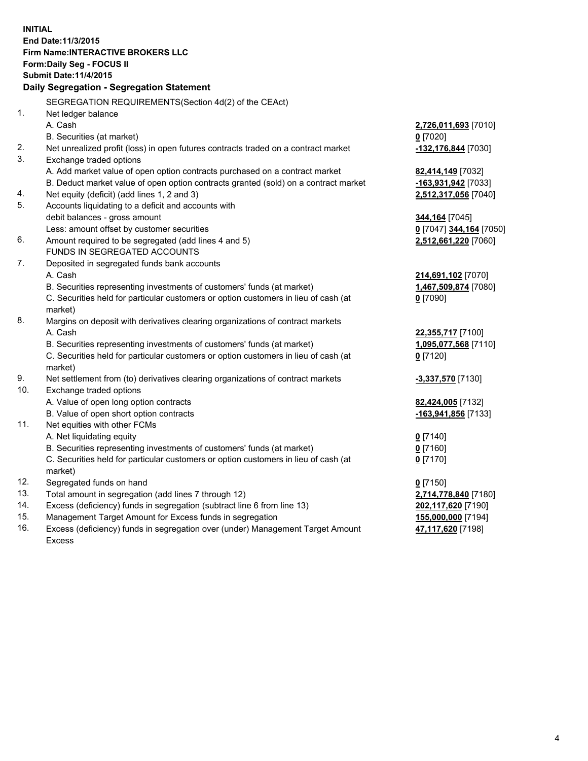**INITIAL**
**End Date:11/3/2015**
**Firm Name:INTERACTIVE BROKERS LLC**
**Form:Daily Seg - FOCUS II**
**Submit Date:11/4/2015**

## Daily Segregation - Segregation Statement

SEGREGATION REQUIREMENTS(Section 4d(2) of the CEAct)

| | | |
|---|---|---|
| 1. | Net ledger balance | |
| | A. Cash | **2,726,011,693** [7010] |
| | B. Securities (at market) | **0** [7020] |
| 2. | Net unrealized profit (loss) in open futures contracts traded on a contract market | **-132,176,844** [7030] |
| 3. | Exchange traded options | |
| | A. Add market value of open option contracts purchased on a contract market | **82,414,149** [7032] |
| | B. Deduct market value of open option contracts granted (sold) on a contract market | **-163,931,942** [7033] |
| 4. | Net equity (deficit) (add lines 1, 2 and 3) | **2,512,317,056** [7040] |
| 5. | Accounts liquidating to a deficit and accounts with debit balances - gross amount | **344,164** [7045] |
| | Less: amount offset by customer securities | **0** [7047] **344,164** [7050] |
| 6. | Amount required to be segregated (add lines 4 and 5) | **2,512,661,220** [7060] |
| | FUNDS IN SEGREGATED ACCOUNTS | |
| 7. | Deposited in segregated funds bank accounts | |
| | A. Cash | **214,691,102** [7070] |
| | B. Securities representing investments of customers' funds (at market) | **1,467,509,874** [7080] |
| | C. Securities held for particular customers or option customers in lieu of cash (at market) | **0** [7090] |
| 8. | Margins on deposit with derivatives clearing organizations of contract markets | |
| | A. Cash | **22,355,717** [7100] |
| | B. Securities representing investments of customers' funds (at market) | **1,095,077,568** [7110] |
| | C. Securities held for particular customers or option customers in lieu of cash (at market) | **0** [7120] |
| 9. | Net settlement from (to) derivatives clearing organizations of contract markets | **-3,337,570** [7130] |
| 10. | Exchange traded options | |
| | A. Value of open long option contracts | **82,424,005** [7132] |
| | B. Value of open short option contracts | **-163,941,856** [7133] |
| 11. | Net equities with other FCMs | |
| | A. Net liquidating equity | **0** [7140] |
| | B. Securities representing investments of customers' funds (at market) | **0** [7160] |
| | C. Securities held for particular customers or option customers in lieu of cash (at market) | **0** [7170] |
| 12. | Segregated funds on hand | **0** [7150] |
| 13. | Total amount in segregation (add lines 7 through 12) | **2,714,778,840** [7180] |
| 14. | Excess (deficiency) funds in segregation (subtract line 6 from line 13) | **202,117,620** [7190] |
| 15. | Management Target Amount for Excess funds in segregation | **155,000,000** [7194] |
| 16. | Excess (deficiency) funds in segregation over (under) Management Target Amount Excess | **47,117,620** [7198] |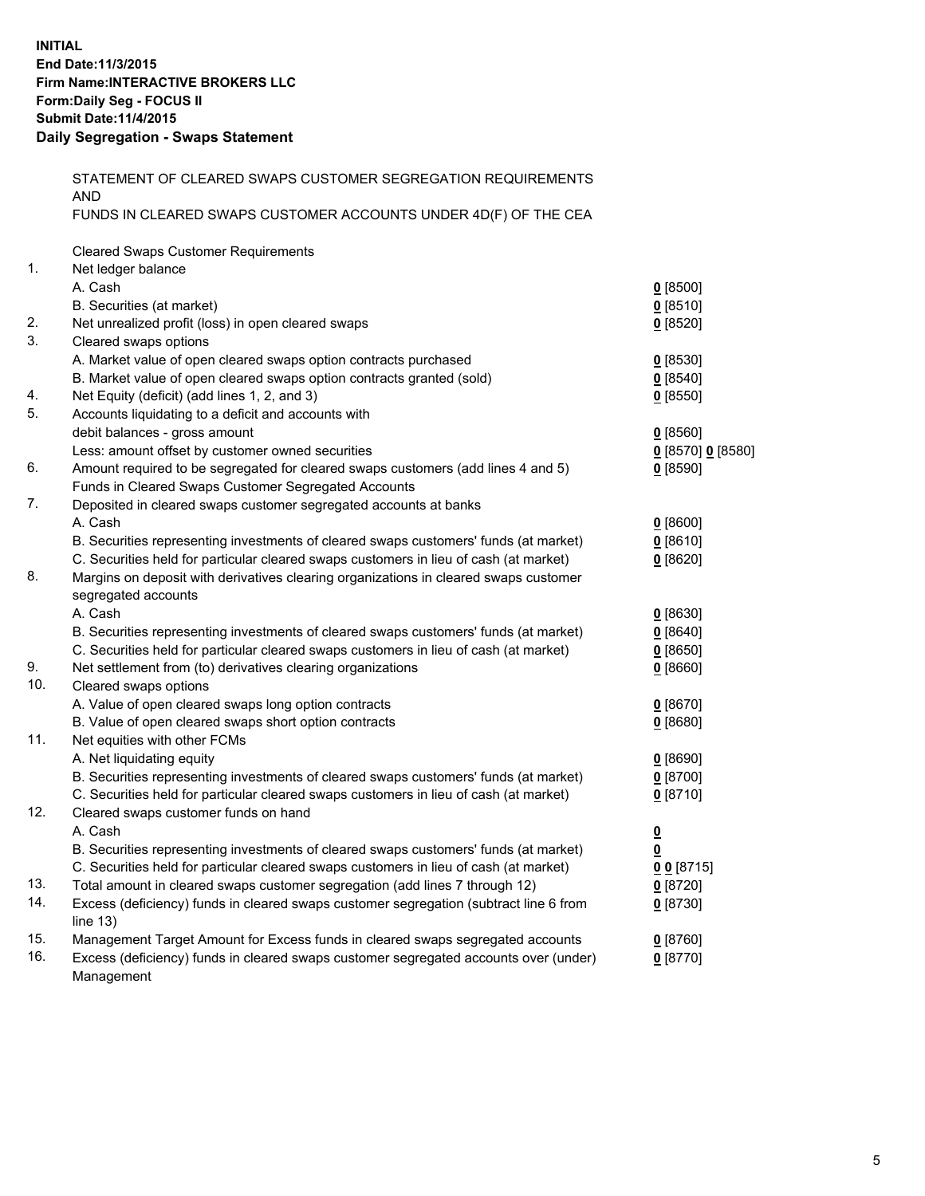**INITIAL**
**End Date:11/3/2015**
**Firm Name:INTERACTIVE BROKERS LLC**
**Form:Daily Seg - FOCUS II**
**Submit Date:11/4/2015**
**Daily Segregation - Swaps Statement**

STATEMENT OF CLEARED SWAPS CUSTOMER SEGREGATION REQUIREMENTS AND FUNDS IN CLEARED SWAPS CUSTOMER ACCOUNTS UNDER 4D(F) OF THE CEA

| | | |
|---|---|---|
| | Cleared Swaps Customer Requirements | |
| 1. | Net ledger balance | |
| | A. Cash | 0 [8500] |
| | B. Securities (at market) | 0 [8510] |
| 2. | Net unrealized profit (loss) in open cleared swaps | 0 [8520] |
| 3. | Cleared swaps options | |
| | A. Market value of open cleared swaps option contracts purchased | 0 [8530] |
| | B. Market value of open cleared swaps option contracts granted (sold) | 0 [8540] |
| 4. | Net Equity (deficit) (add lines 1, 2, and 3) | 0 [8550] |
| 5. | Accounts liquidating to a deficit and accounts with debit balances - gross amount | 0 [8560] |
| | Less: amount offset by customer owned securities | 0 [8570] 0 [8580] |
| 6. | Amount required to be segregated for cleared swaps customers (add lines 4 and 5) | 0 [8590] |
| | Funds in Cleared Swaps Customer Segregated Accounts | |
| 7. | Deposited in cleared swaps customer segregated accounts at banks | |
| | A. Cash | 0 [8600] |
| | B. Securities representing investments of cleared swaps customers' funds (at market) | 0 [8610] |
| | C. Securities held for particular cleared swaps customers in lieu of cash (at market) | 0 [8620] |
| 8. | Margins on deposit with derivatives clearing organizations in cleared swaps customer segregated accounts | |
| | A. Cash | 0 [8630] |
| | B. Securities representing investments of cleared swaps customers' funds (at market) | 0 [8640] |
| | C. Securities held for particular cleared swaps customers in lieu of cash (at market) | 0 [8650] |
| 9. | Net settlement from (to) derivatives clearing organizations | 0 [8660] |
| 10. | Cleared swaps options | |
| | A. Value of open cleared swaps long option contracts | 0 [8670] |
| | B. Value of open cleared swaps short option contracts | 0 [8680] |
| 11. | Net equities with other FCMs | |
| | A. Net liquidating equity | 0 [8690] |
| | B. Securities representing investments of cleared swaps customers' funds (at market) | 0 [8700] |
| | C. Securities held for particular cleared swaps customers in lieu of cash (at market) | 0 [8710] |
| 12. | Cleared swaps customer funds on hand | |
| | A. Cash | 0 |
| | B. Securities representing investments of cleared swaps customers' funds (at market) | 0 |
| | C. Securities held for particular cleared swaps customers in lieu of cash (at market) | 0 0 [8715] |
| 13. | Total amount in cleared swaps customer segregation (add lines 7 through 12) | 0 [8720] |
| 14. | Excess (deficiency) funds in cleared swaps customer segregation (subtract line 6 from line 13) | 0 [8730] |
| 15. | Management Target Amount for Excess funds in cleared swaps segregated accounts | 0 [8760] |
| 16. | Excess (deficiency) funds in cleared swaps customer segregated accounts over (under) Management | 0 [8770] |